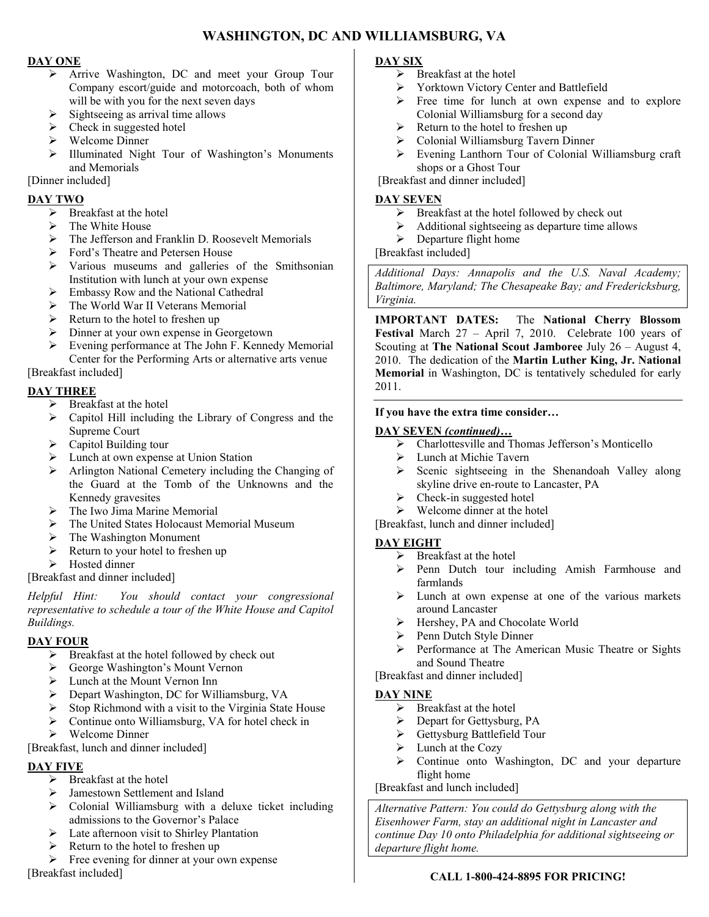# WASHINGTON, DC AND WILLIAMSBURG, VA

## DAY ONE

- Arrive Washington, DC and meet your Group Tour Company escort/guide and motorcoach, both of whom will be with you for the next seven days
- Sightseeing as arrival time allows
- Check in suggested hotel
- Welcome Dinner
- Illuminated Night Tour of Washington's Monuments and Memorials

[Dinner included]

## DAY TWO

- Breakfast at the hotel
- The White House
- The Jefferson and Franklin D. Roosevelt Memorials
- Ford's Theatre and Petersen House
- Various museums and galleries of the Smithsonian Institution with lunch at your own expense
- Embassy Row and the National Cathedral
- The World War II Veterans Memorial
- Return to the hotel to freshen up
- Dinner at your own expense in Georgetown
- Evening performance at The John F. Kennedy Memorial Center for the Performing Arts or alternative arts venue

[Breakfast included]

## DAY THREE

- Breakfast at the hotel
- Capitol Hill including the Library of Congress and the Supreme Court
- Capitol Building tour
- Lunch at own expense at Union Station
- Arlington National Cemetery including the Changing of the Guard at the Tomb of the Unknowns and the Kennedy gravesites
- The Iwo Jima Marine Memorial
- The United States Holocaust Memorial Museum
- The Washington Monument
- Return to your hotel to freshen up
- Hosted dinner

[Breakfast and dinner included]

*Helpful Hint: You should contact your congressional representative to schedule a tour of the White House and Capitol Buildings.*

## DAY FOUR

- Breakfast at the hotel followed by check out
- George Washington's Mount Vernon
- Lunch at the Mount Vernon Inn
- Depart Washington, DC for Williamsburg, VA
- Stop Richmond with a visit to the Virginia State House
- Continue onto Williamsburg, VA for hotel check in
- Welcome Dinner

[Breakfast, lunch and dinner included]

## DAY FIVE

- Breakfast at the hotel
- Jamestown Settlement and Island
- Colonial Williamsburg with a deluxe ticket including admissions to the Governor's Palace
- Late afternoon visit to Shirley Plantation
- Return to the hotel to freshen up
- Free evening for dinner at your own expense

[Breakfast included]

## DAY SIX

- Breakfast at the hotel
- Yorktown Victory Center and Battlefield
- Free time for lunch at own expense and to explore Colonial Williamsburg for a second day
- Return to the hotel to freshen up
- Colonial Williamsburg Tavern Dinner
- Evening Lanthorn Tour of Colonial Williamsburg craft shops or a Ghost Tour

[Breakfast and dinner included]

## DAY SEVEN

- Breakfast at the hotel followed by check out
- Additional sightseeing as departure time allows
- Departure flight home

[Breakfast included]

*Additional Days: Annapolis and the U.S. Naval Academy; Baltimore, Maryland; The Chesapeake Bay; and Fredericksburg, Virginia.*

**IMPORTANT DATES:** The **National Cherry Blossom Festival** March 27 – April 7, 2010. Celebrate 100 years of Scouting at **The National Scout Jamboree** July 26 – August 4, 2010. The dedication of the **Martin Luther King, Jr. National Memorial** in Washington, DC is tentatively scheduled for early 2011.

**If you have the extra time consider…**

## DAY SEVEN *(continued)…*

- Charlottesville and Thomas Jefferson's Monticello
- Lunch at Michie Tavern
- Scenic sightseeing in the Shenandoah Valley along skyline drive en-route to Lancaster, PA
- Check-in suggested hotel
- Welcome dinner at the hotel

[Breakfast, lunch and dinner included]

## DAY EIGHT

- Breakfast at the hotel
- Penn Dutch tour including Amish Farmhouse and farmlands
- Lunch at own expense at one of the various markets around Lancaster
- Hershey, PA and Chocolate World
- Penn Dutch Style Dinner
- Performance at The American Music Theatre or Sights and Sound Theatre

[Breakfast and dinner included]

## DAY NINE

- Breakfast at the hotel
- Depart for Gettysburg, PA
- Gettysburg Battlefield Tour
- Lunch at the Cozy
- Continue onto Washington, DC and your departure flight home

[Breakfast and lunch included]

*Alternative Pattern: You could do Gettysburg along with the Eisenhower Farm, stay an additional night in Lancaster and continue Day 10 onto Philadelphia for additional sightseeing or departure flight home.*

**CALL 1-800-424-8895 FOR PRICING!**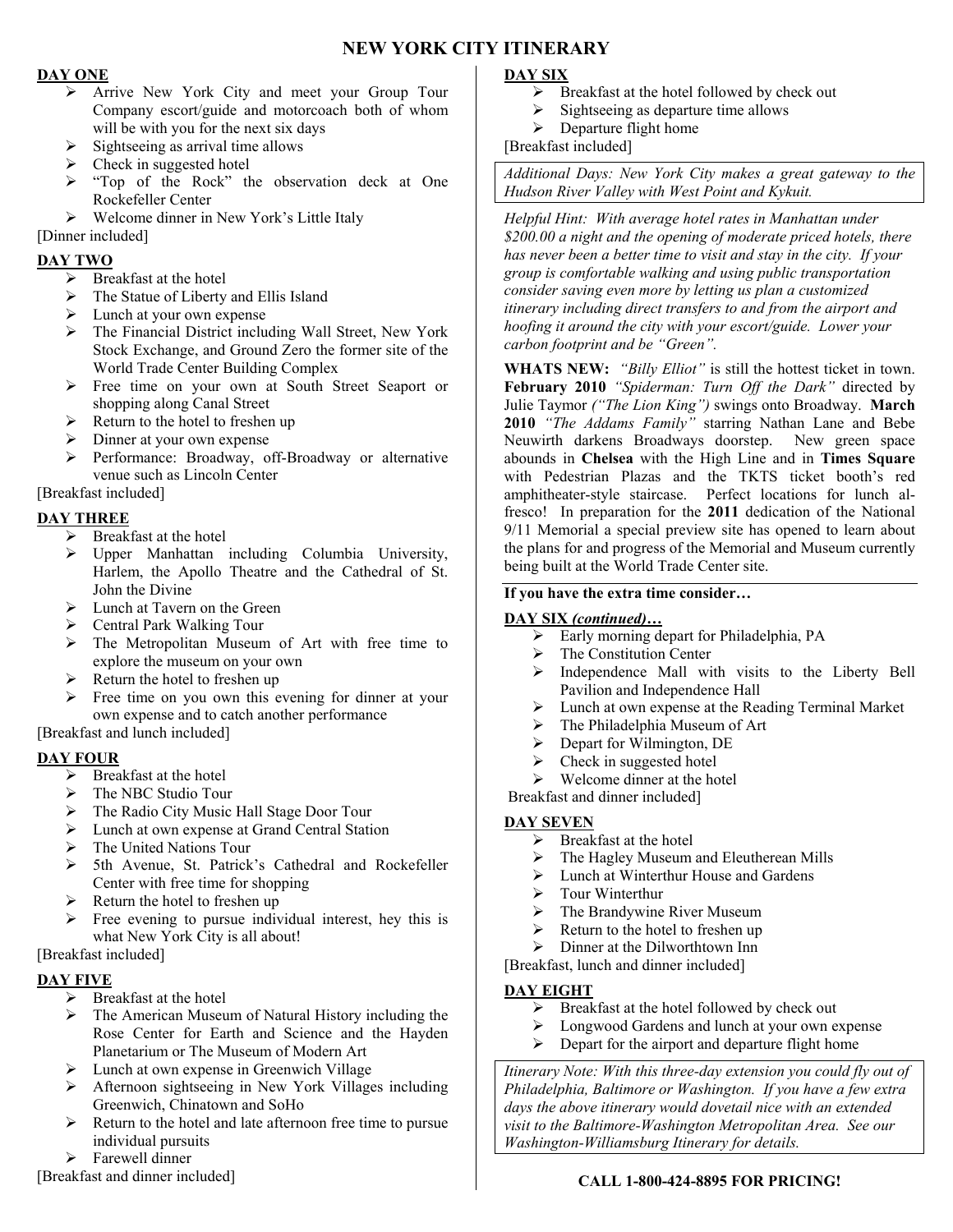# NEW YORK CITY ITINERARY

## DAY ONE

- Arrive New York City and meet your Group Tour Company escort/guide and motorcoach both of whom will be with you for the next six days
- Sightseeing as arrival time allows
- Check in suggested hotel
- "Top of the Rock" the observation deck at One Rockefeller Center
- Welcome dinner in New York's Little Italy

[Dinner included]

## DAY TWO

- Breakfast at the hotel
- The Statue of Liberty and Ellis Island
- Lunch at your own expense
- The Financial District including Wall Street, New York Stock Exchange, and Ground Zero the former site of the World Trade Center Building Complex
- Free time on your own at South Street Seaport or shopping along Canal Street
- Return to the hotel to freshen up
- Dinner at your own expense
- Performance: Broadway, off-Broadway or alternative venue such as Lincoln Center

[Breakfast included]

## DAY THREE

- Breakfast at the hotel
- Upper Manhattan including Columbia University, Harlem, the Apollo Theatre and the Cathedral of St. John the Divine
- Lunch at Tavern on the Green
- Central Park Walking Tour
- The Metropolitan Museum of Art with free time to explore the museum on your own
- Return the hotel to freshen up
- Free time on you own this evening for dinner at your own expense and to catch another performance

[Breakfast and lunch included]

## DAY FOUR

- Breakfast at the hotel
- The NBC Studio Tour
- The Radio City Music Hall Stage Door Tour
- Lunch at own expense at Grand Central Station
- The United Nations Tour
- 5th Avenue, St. Patrick's Cathedral and Rockefeller Center with free time for shopping
- Return the hotel to freshen up
- Free evening to pursue individual interest, hey this is what New York City is all about!

[Breakfast included]

## DAY FIVE

- Breakfast at the hotel
- The American Museum of Natural History including the Rose Center for Earth and Science and the Hayden Planetarium or The Museum of Modern Art
- Lunch at own expense in Greenwich Village
- Afternoon sightseeing in New York Villages including Greenwich, Chinatown and SoHo
- Return to the hotel and late afternoon free time to pursue individual pursuits
- Farewell dinner

[Breakfast and dinner included]

## DAY SIX

- Breakfast at the hotel followed by check out
- Sightseeing as departure time allows
- Departure flight home

[Breakfast included]

*Additional Days: New York City makes a great gateway to the Hudson River Valley with West Point and Kykuit.*

*Helpful Hint: With average hotel rates in Manhattan under $200.00 a night and the opening of moderate priced hotels, there has never been a better time to visit and stay in the city. If your group is comfortable walking and using public transportation consider saving even more by letting us plan a customized itinerary including direct transfers to and from the airport and hoofing it around the city with your escort/guide. Lower your carbon footprint and be "Green".*

**WHATS NEW:** *"Billy Elliot"* is still the hottest ticket in town. **February 2010** *"Spiderman: Turn Off the Dark"* directed by Julie Taymor *("The Lion King")* swings onto Broadway. **March 2010** *"The Addams Family"* starring Nathan Lane and Bebe Neuwirth darkens Broadways doorstep. New green space abounds in **Chelsea** with the High Line and in **Times Square** with Pedestrian Plazas and the TKTS ticket booth's red amphitheater-style staircase. Perfect locations for lunch al-fresco! In preparation for the **2011** dedication of the National 9/11 Memorial a special preview site has opened to learn about the plans for and progress of the Memorial and Museum currently being built at the World Trade Center site.

**If you have the extra time consider…**

## DAY SIX *(continued)…*

- Early morning depart for Philadelphia, PA
- The Constitution Center
- Independence Mall with visits to the Liberty Bell Pavilion and Independence Hall
- Lunch at own expense at the Reading Terminal Market
- The Philadelphia Museum of Art
- Depart for Wilmington, DE
- Check in suggested hotel
- Welcome dinner at the hotel

Breakfast and dinner included]

## DAY SEVEN

- Breakfast at the hotel
- The Hagley Museum and Eleutherean Mills
- Lunch at Winterthur House and Gardens
- Tour Winterthur
- The Brandywine River Museum
- Return to the hotel to freshen up
- Dinner at the Dilworthtown Inn

[Breakfast, lunch and dinner included]

## DAY EIGHT

- Breakfast at the hotel followed by check out
- Longwood Gardens and lunch at your own expense
- Depart for the airport and departure flight home

*Itinerary Note: With this three-day extension you could fly out of Philadelphia, Baltimore or Washington. If you have a few extra days the above itinerary would dovetail nice with an extended visit to the Baltimore-Washington Metropolitan Area. See our Washington-Williamsburg Itinerary for details.*

**CALL 1-800-424-8895 FOR PRICING!**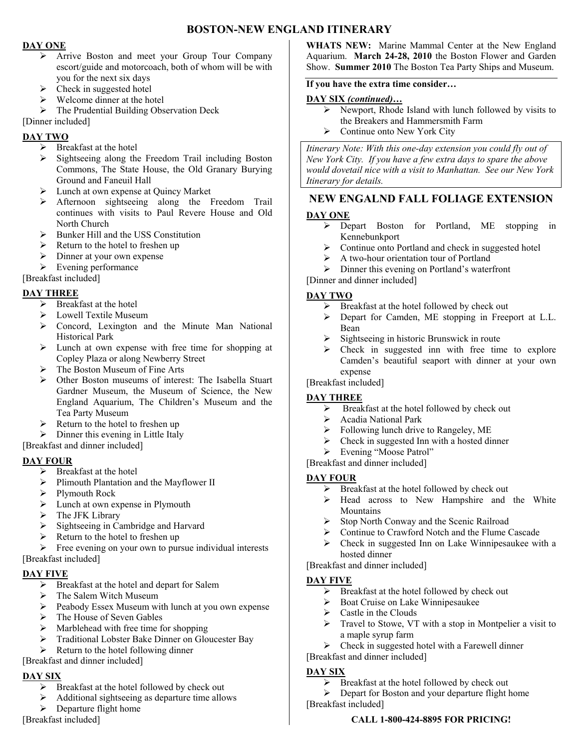# BOSTON-NEW ENGLAND ITINERARY

**DAY ONE**

- Arrive Boston and meet your Group Tour Company escort/guide and motorcoach, both of whom will be with you for the next six days
- Check in suggested hotel
- Welcome dinner at the hotel
- The Prudential Building Observation Deck

[Dinner included]

**DAY TWO**

- Breakfast at the hotel
- Sightseeing along the Freedom Trail including Boston Commons, The State House, the Old Granary Burying Ground and Faneuil Hall
- Lunch at own expense at Quincy Market
- Afternoon sightseeing along the Freedom Trail continues with visits to Paul Revere House and Old North Church
- Bunker Hill and the USS Constitution
- Return to the hotel to freshen up
- Dinner at your own expense
- Evening performance

[Breakfast included]

**DAY THREE**

- Breakfast at the hotel
- Lowell Textile Museum
- Concord, Lexington and the Minute Man National Historical Park
- Lunch at own expense with free time for shopping at Copley Plaza or along Newberry Street
- The Boston Museum of Fine Arts
- Other Boston museums of interest: The Isabella Stuart Gardner Museum, the Museum of Science, the New England Aquarium, The Children's Museum and the Tea Party Museum
- Return to the hotel to freshen up
- Dinner this evening in Little Italy

[Breakfast and dinner included]

**DAY FOUR**

- Breakfast at the hotel
- Plimouth Plantation and the Mayflower II
- Plymouth Rock
- Lunch at own expense in Plymouth
- The JFK Library
- Sightseeing in Cambridge and Harvard
- Return to the hotel to freshen up
- Free evening on your own to pursue individual interests

[Breakfast included]

**DAY FIVE**

- Breakfast at the hotel and depart for Salem
- The Salem Witch Museum
- Peabody Essex Museum with lunch at you own expense
- The House of Seven Gables
- Marblehead with free time for shopping
- Traditional Lobster Bake Dinner on Gloucester Bay
- Return to the hotel following dinner

[Breakfast and dinner included]

**DAY SIX**

- Breakfast at the hotel followed by check out
- Additional sightseeing as departure time allows
- Departure flight home

[Breakfast included]

**WHATS NEW:** Marine Mammal Center at the New England Aquarium. **March 24-28, 2010** the Boston Flower and Garden Show. **Summer 2010** The Boston Tea Party Ships and Museum.

**If you have the extra time consider…**

**DAY SIX *(continued)*…**

- Newport, Rhode Island with lunch followed by visits to the Breakers and Hammersmith Farm
- Continue onto New York City

*Itinerary Note: With this one-day extension you could fly out of New York City. If you have a few extra days to spare the above would dovetail nice with a visit to Manhattan. See our New York Itinerary for details.*

## NEW ENGALND FALL FOLIAGE EXTENSION

**DAY ONE**

- Depart Boston for Portland, ME stopping in Kennebunkport
- Continue onto Portland and check in suggested hotel
- A two-hour orientation tour of Portland
- Dinner this evening on Portland's waterfront

[Dinner and dinner included]

**DAY TWO**

- Breakfast at the hotel followed by check out
- Depart for Camden, ME stopping in Freeport at L.L. Bean
- Sightseeing in historic Brunswick in route
- Check in suggested inn with free time to explore Camden's beautiful seaport with dinner at your own expense

[Breakfast included]

**DAY THREE**

- Breakfast at the hotel followed by check out
- Acadia National Park
- Following lunch drive to Rangeley, ME
- Check in suggested Inn with a hosted dinner
- Evening "Moose Patrol"

[Breakfast and dinner included]

**DAY FOUR**

- Breakfast at the hotel followed by check out
- Head across to New Hampshire and the White Mountains
- Stop North Conway and the Scenic Railroad
- Continue to Crawford Notch and the Flume Cascade
- Check in suggested Inn on Lake Winnipesaukee with a hosted dinner

[Breakfast and dinner included]

**DAY FIVE**

- Breakfast at the hotel followed by check out
- Boat Cruise on Lake Winnipesaukee
- Castle in the Clouds
- Travel to Stowe, VT with a stop in Montpelier a visit to a maple syrup farm
- Check in suggested hotel with a Farewell dinner

[Breakfast and dinner included]

**DAY SIX**

- Breakfast at the hotel followed by check out
- Depart for Boston and your departure flight home

[Breakfast included]

**CALL 1-800-424-8895 FOR PRICING!**